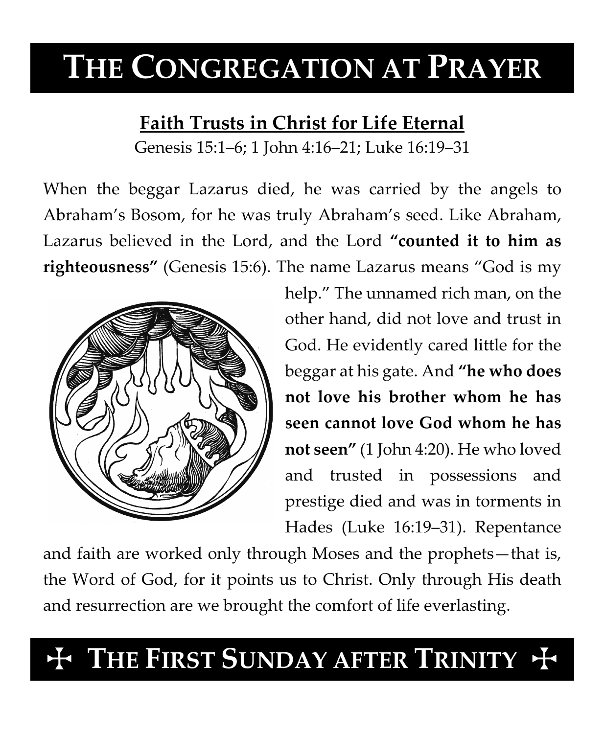# THE CONGREGATION AT PRAYER

## Faith Trusts in Christ for Life Eternal

Genesis 15:1–6; 1 John 4:16–21; Luke 16:19–31

When the beggar Lazarus died, he was carried by the angels to Abraham's Bosom, for he was truly Abraham's seed. Like Abraham, Lazarus believed in the Lord, and the Lord **"counted it to him as righteousness"** (Genesis 15:6). The name Lazarus means "God is my help." The unnamed rich man, on the other hand, did not love and trust in God. He evidently cared little for the beggar at his gate. And **"he who does not love his brother whom he has seen cannot love God whom he has not seen"** (1 John 4:20). He who loved and trusted in possessions and prestige died and was in torments in Hades (Luke 16:19–31). Repentance and faith are worked only through Moses and the prophets—that is, the Word of God, for it points us to Christ. Only through His death and resurrection are we brought the comfort of life everlasting.

# ✠ THE FIRST SUNDAY AFTER TRINITY ✠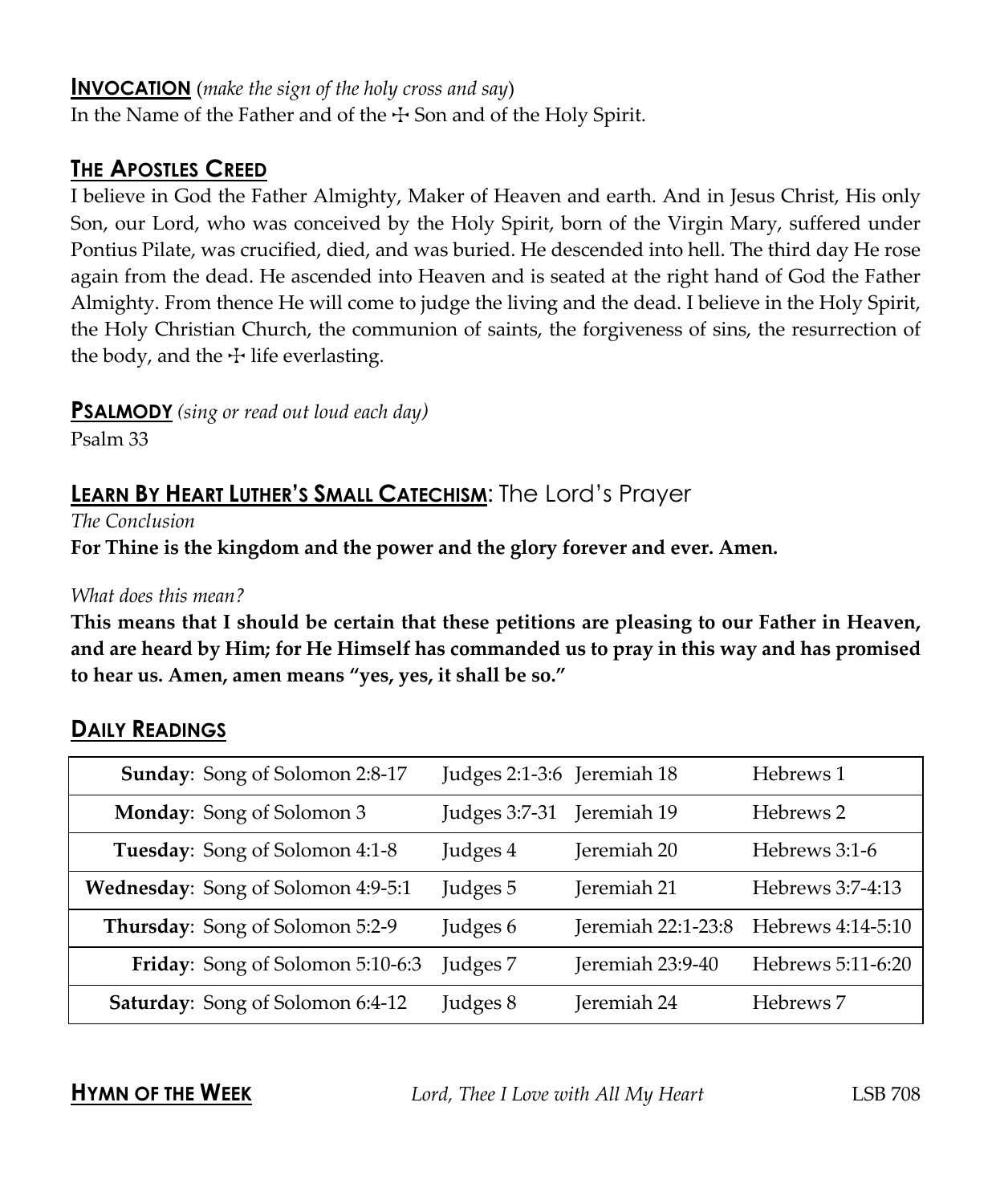**INVOCATION** (*make the sign of the holy cross and say*)
In the Name of the Father and of the ☩ Son and of the Holy Spirit.

## THE APOSTLES CREED

I believe in God the Father Almighty, Maker of Heaven and earth. And in Jesus Christ, His only Son, our Lord, who was conceived by the Holy Spirit, born of the Virgin Mary, suffered under Pontius Pilate, was crucified, died, and was buried. He descended into hell. The third day He rose again from the dead. He ascended into Heaven and is seated at the right hand of God the Father Almighty. From thence He will come to judge the living and the dead. I believe in the Holy Spirit, the Holy Christian Church, the communion of saints, the forgiveness of sins, the resurrection of the body, and the ☩ life everlasting.

**PSALMODY** *(sing or read out loud each day)*
Psalm 33

## LEARN BY HEART LUTHER'S SMALL CATECHISM: The Lord's Prayer

*The Conclusion*
**For Thine is the kingdom and the power and the glory forever and ever. Amen.**

*What does this mean?*
**This means that I should be certain that these petitions are pleasing to our Father in Heaven, and are heard by Him; for He Himself has commanded us to pray in this way and has promised to hear us. Amen, amen means "yes, yes, it shall be so."**

## DAILY READINGS

| Day | | | |
|---|---|---|---|
| **Sunday**: Song of Solomon 2:8-17 | Judges 2:1-3:6 | Jeremiah 18 | Hebrews 1 |
| **Monday**: Song of Solomon 3 | Judges 3:7-31 | Jeremiah 19 | Hebrews 2 |
| **Tuesday**: Song of Solomon 4:1-8 | Judges 4 | Jeremiah 20 | Hebrews 3:1-6 |
| **Wednesday**: Song of Solomon 4:9-5:1 | Judges 5 | Jeremiah 21 | Hebrews 3:7-4:13 |
| **Thursday**: Song of Solomon 5:2-9 | Judges 6 | Jeremiah 22:1-23:8 | Hebrews 4:14-5:10 |
| **Friday**: Song of Solomon 5:10-6:3 | Judges 7 | Jeremiah 23:9-40 | Hebrews 5:11-6:20 |
| **Saturday**: Song of Solomon 6:4-12 | Judges 8 | Jeremiah 24 | Hebrews 7 |

**HYMN OF THE WEEK** *Lord, Thee I Love with All My Heart* LSB 708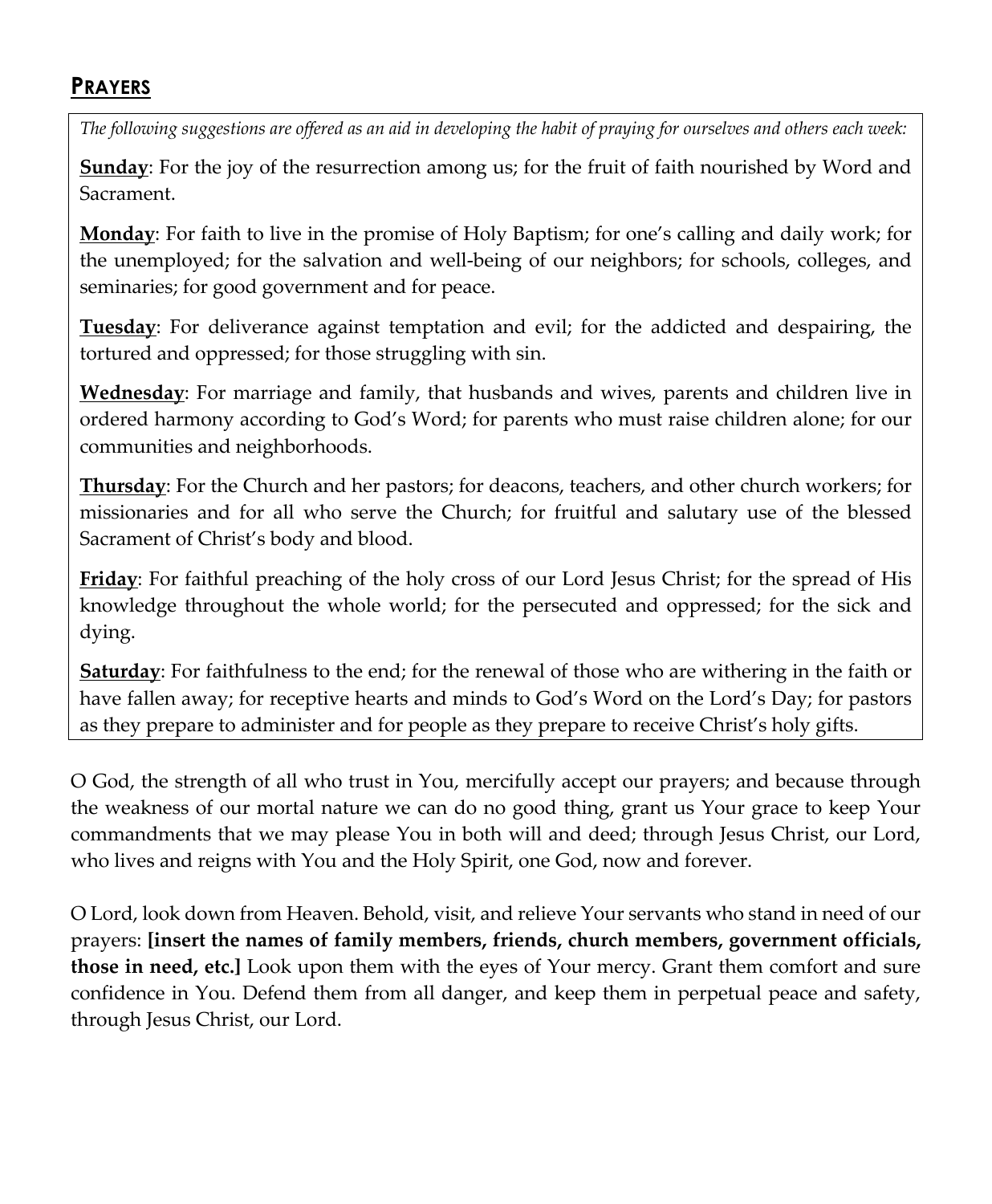## PRAYERS

*The following suggestions are offered as an aid in developing the habit of praying for ourselves and others each week:*

**Sunday**: For the joy of the resurrection among us; for the fruit of faith nourished by Word and Sacrament.

**Monday**: For faith to live in the promise of Holy Baptism; for one's calling and daily work; for the unemployed; for the salvation and well-being of our neighbors; for schools, colleges, and seminaries; for good government and for peace.

**Tuesday**: For deliverance against temptation and evil; for the addicted and despairing, the tortured and oppressed; for those struggling with sin.

**Wednesday**: For marriage and family, that husbands and wives, parents and children live in ordered harmony according to God's Word; for parents who must raise children alone; for our communities and neighborhoods.

**Thursday**: For the Church and her pastors; for deacons, teachers, and other church workers; for missionaries and for all who serve the Church; for fruitful and salutary use of the blessed Sacrament of Christ's body and blood.

**Friday**: For faithful preaching of the holy cross of our Lord Jesus Christ; for the spread of His knowledge throughout the whole world; for the persecuted and oppressed; for the sick and dying.

**Saturday**: For faithfulness to the end; for the renewal of those who are withering in the faith or have fallen away; for receptive hearts and minds to God's Word on the Lord's Day; for pastors as they prepare to administer and for people as they prepare to receive Christ's holy gifts.

O God, the strength of all who trust in You, mercifully accept our prayers; and because through the weakness of our mortal nature we can do no good thing, grant us Your grace to keep Your commandments that we may please You in both will and deed; through Jesus Christ, our Lord, who lives and reigns with You and the Holy Spirit, one God, now and forever.

O Lord, look down from Heaven. Behold, visit, and relieve Your servants who stand in need of our prayers: **[insert the names of family members, friends, church members, government officials, those in need, etc.]** Look upon them with the eyes of Your mercy. Grant them comfort and sure confidence in You. Defend them from all danger, and keep them in perpetual peace and safety, through Jesus Christ, our Lord.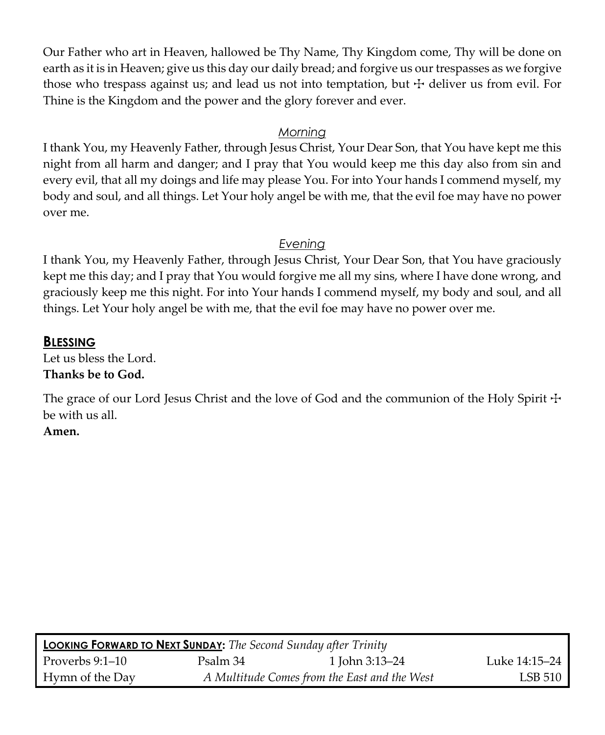Our Father who art in Heaven, hallowed be Thy Name, Thy Kingdom come, Thy will be done on earth as it is in Heaven; give us this day our daily bread; and forgive us our trespasses as we forgive those who trespass against us; and lead us not into temptation, but ☩ deliver us from evil. For Thine is the Kingdom and the power and the glory forever and ever.

*Morning*

I thank You, my Heavenly Father, through Jesus Christ, Your Dear Son, that You have kept me this night from all harm and danger; and I pray that You would keep me this day also from sin and every evil, that all my doings and life may please You. For into Your hands I commend myself, my body and soul, and all things. Let Your holy angel be with me, that the evil foe may have no power over me.

*Evening*

I thank You, my Heavenly Father, through Jesus Christ, Your Dear Son, that You have graciously kept me this day; and I pray that You would forgive me all my sins, where I have done wrong, and graciously keep me this night. For into Your hands I commend myself, my body and soul, and all things. Let Your holy angel be with me, that the evil foe may have no power over me.

## BLESSING

Let us bless the Lord.
**Thanks be to God.**

The grace of our Lord Jesus Christ and the love of God and the communion of the Holy Spirit ☩ be with us all.
**Amen.**

| | | | |
|---|---|---|---|
| **LOOKING FORWARD TO NEXT SUNDAY:** *The Second Sunday after Trinity* | | | |
| Proverbs 9:1–10 | Psalm 34 | 1 John 3:13–24 | Luke 14:15–24 |
| Hymn of the Day | *A Multitude Comes from the East and the West* | | LSB 510 |